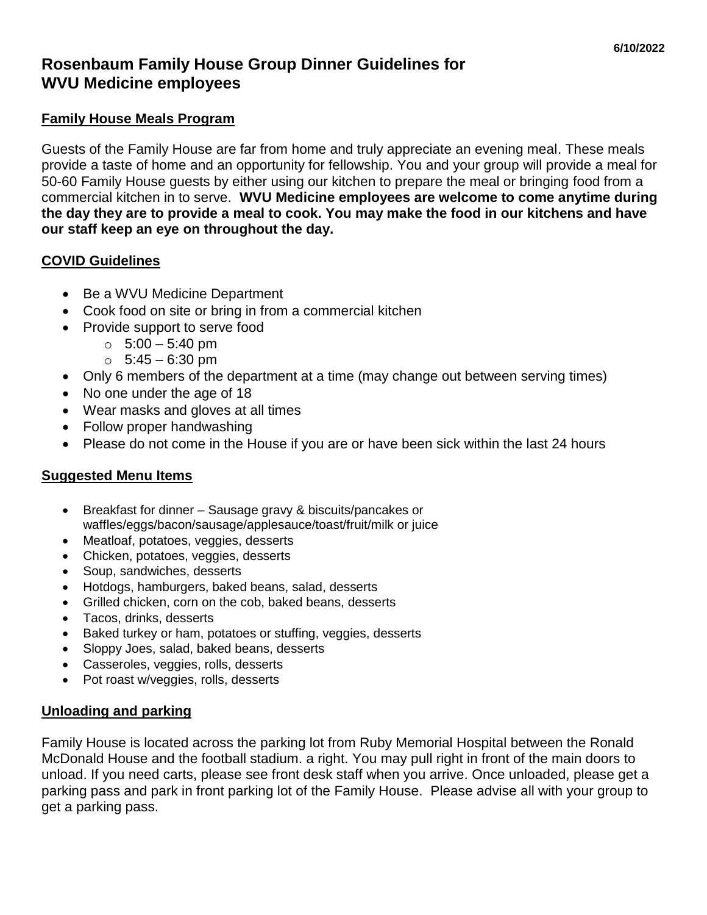6/10/2022

# Rosenbaum Family House Group Dinner Guidelines for WVU Medicine employees

## Family House Meals Program

Guests of the Family House are far from home and truly appreciate an evening meal. These meals provide a taste of home and an opportunity for fellowship. You and your group will provide a meal for 50-60 Family House guests by either using our kitchen to prepare the meal or bringing food from a commercial kitchen in to serve. **WVU Medicine employees are welcome to come anytime during the day they are to provide a meal to cook. You may make the food in our kitchens and have our staff keep an eye on throughout the day.**

## COVID Guidelines

- Be a WVU Medicine Department
- Cook food on site or bring in from a commercial kitchen
- Provide support to serve food
  - 5:00 – 5:40 pm
  - 5:45 – 6:30 pm
- Only 6 members of the department at a time (may change out between serving times)
- No one under the age of 18
- Wear masks and gloves at all times
- Follow proper handwashing
- Please do not come in the House if you are or have been sick within the last 24 hours

## Suggested Menu Items

- Breakfast for dinner – Sausage gravy & biscuits/pancakes or waffles/eggs/bacon/sausage/applesauce/toast/fruit/milk or juice
- Meatloaf, potatoes, veggies, desserts
- Chicken, potatoes, veggies, desserts
- Soup, sandwiches, desserts
- Hotdogs, hamburgers, baked beans, salad, desserts
- Grilled chicken, corn on the cob, baked beans, desserts
- Tacos, drinks, desserts
- Baked turkey or ham, potatoes or stuffing, veggies, desserts
- Sloppy Joes, salad, baked beans, desserts
- Casseroles, veggies, rolls, desserts
- Pot roast w/veggies, rolls, desserts

## Unloading and parking

Family House is located across the parking lot from Ruby Memorial Hospital between the Ronald McDonald House and the football stadium. a right. You may pull right in front of the main doors to unload. If you need carts, please see front desk staff when you arrive. Once unloaded, please get a parking pass and park in front parking lot of the Family House. Please advise all with your group to get a parking pass.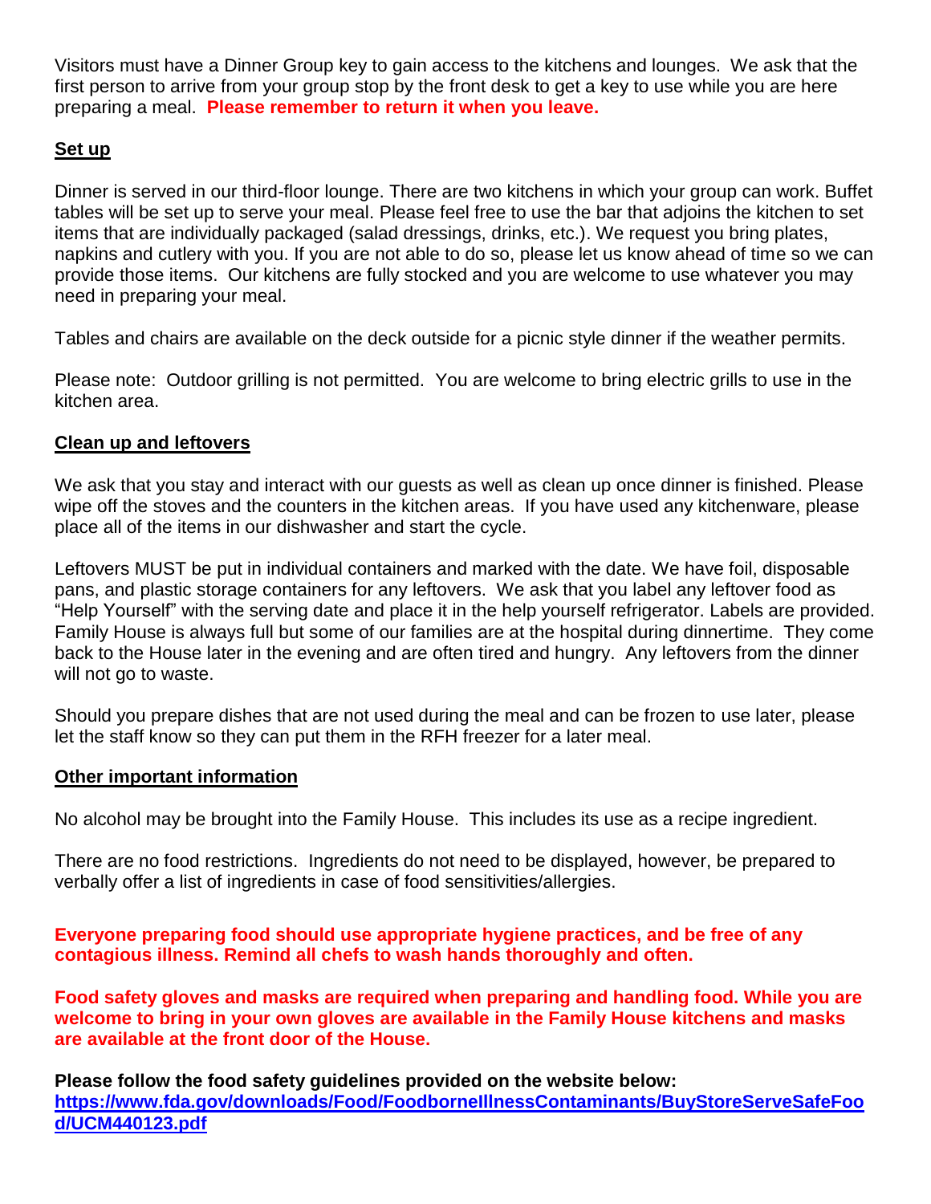Visitors must have a Dinner Group key to gain access to the kitchens and lounges. We ask that the first person to arrive from your group stop by the front desk to get a key to use while you are here preparing a meal. **Please remember to return it when you leave.**

## Set up

Dinner is served in our third-floor lounge. There are two kitchens in which your group can work. Buffet tables will be set up to serve your meal. Please feel free to use the bar that adjoins the kitchen to set items that are individually packaged (salad dressings, drinks, etc.). We request you bring plates, napkins and cutlery with you. If you are not able to do so, please let us know ahead of time so we can provide those items. Our kitchens are fully stocked and you are welcome to use whatever you may need in preparing your meal.

Tables and chairs are available on the deck outside for a picnic style dinner if the weather permits.

Please note: Outdoor grilling is not permitted. You are welcome to bring electric grills to use in the kitchen area.

## Clean up and leftovers

We ask that you stay and interact with our guests as well as clean up once dinner is finished. Please wipe off the stoves and the counters in the kitchen areas. If you have used any kitchenware, please place all of the items in our dishwasher and start the cycle.

Leftovers MUST be put in individual containers and marked with the date. We have foil, disposable pans, and plastic storage containers for any leftovers. We ask that you label any leftover food as "Help Yourself" with the serving date and place it in the help yourself refrigerator. Labels are provided. Family House is always full but some of our families are at the hospital during dinnertime. They come back to the House later in the evening and are often tired and hungry. Any leftovers from the dinner will not go to waste.

Should you prepare dishes that are not used during the meal and can be frozen to use later, please let the staff know so they can put them in the RFH freezer for a later meal.

## Other important information

No alcohol may be brought into the Family House. This includes its use as a recipe ingredient.

There are no food restrictions. Ingredients do not need to be displayed, however, be prepared to verbally offer a list of ingredients in case of food sensitivities/allergies.

**Everyone preparing food should use appropriate hygiene practices, and be free of any contagious illness. Remind all chefs to wash hands thoroughly and often.**

**Food safety gloves and masks are required when preparing and handling food. While you are welcome to bring in your own gloves are available in the Family House kitchens and masks are available at the front door of the House.**

**Please follow the food safety guidelines provided on the website below:**
**https://www.fda.gov/downloads/Food/FoodborneIllnessContaminants/BuyStoreServeSafeFood/UCM440123.pdf**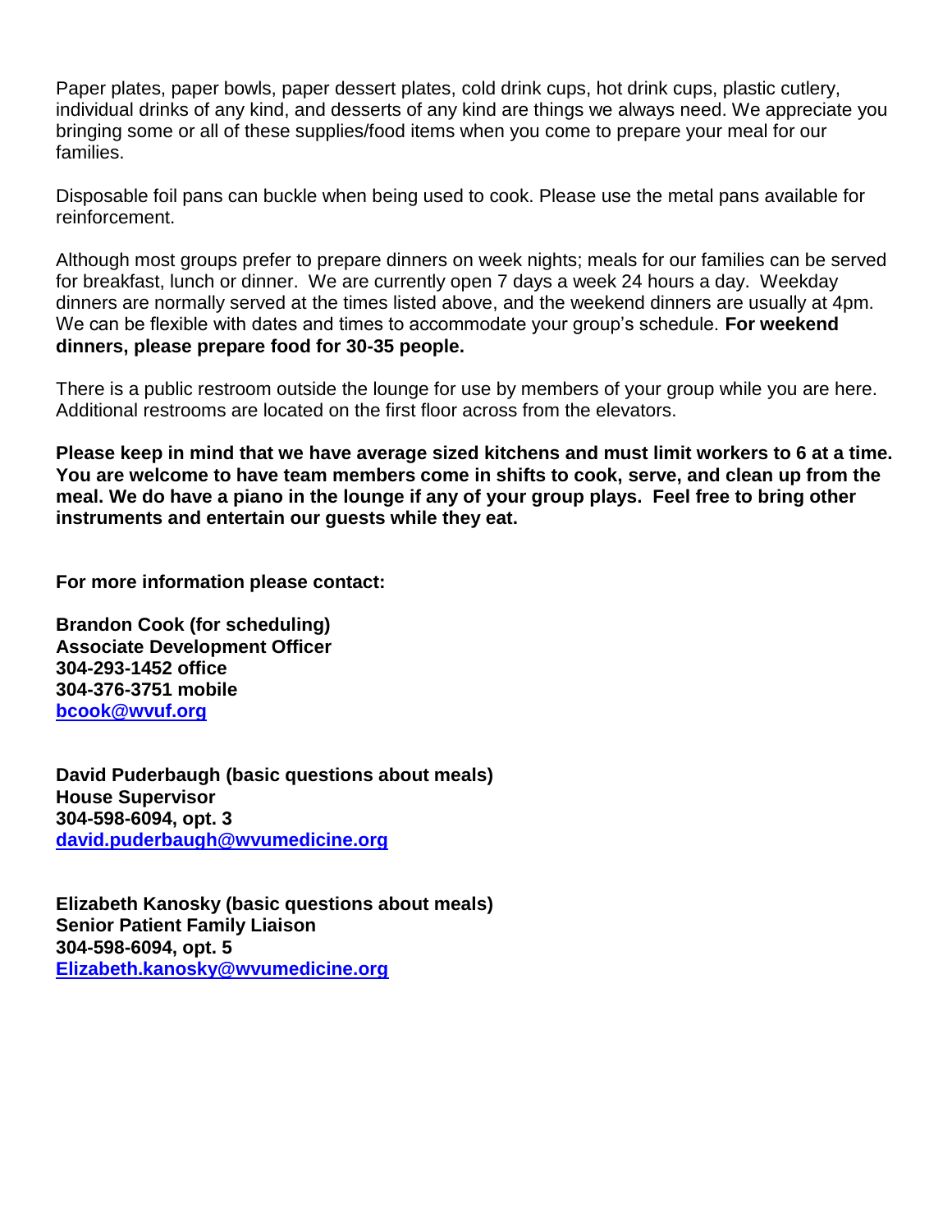Paper plates, paper bowls, paper dessert plates, cold drink cups, hot drink cups, plastic cutlery, individual drinks of any kind, and desserts of any kind are things we always need. We appreciate you bringing some or all of these supplies/food items when you come to prepare your meal for our families.

Disposable foil pans can buckle when being used to cook. Please use the metal pans available for reinforcement.

Although most groups prefer to prepare dinners on week nights; meals for our families can be served for breakfast, lunch or dinner. We are currently open 7 days a week 24 hours a day. Weekday dinners are normally served at the times listed above, and the weekend dinners are usually at 4pm. We can be flexible with dates and times to accommodate your group's schedule. **For weekend dinners, please prepare food for 30-35 people.**

There is a public restroom outside the lounge for use by members of your group while you are here. Additional restrooms are located on the first floor across from the elevators.

**Please keep in mind that we have average sized kitchens and must limit workers to 6 at a time. You are welcome to have team members come in shifts to cook, serve, and clean up from the meal. We do have a piano in the lounge if any of your group plays. Feel free to bring other instruments and entertain our guests while they eat.**

**For more information please contact:**

**Brandon Cook (for scheduling)**
**Associate Development Officer**
**304-293-1452 office**
**304-376-3751 mobile**
**bcook@wvuf.org**

**David Puderbaugh (basic questions about meals)**
**House Supervisor**
**304-598-6094, opt. 3**
**david.puderbaugh@wvumedicine.org**

**Elizabeth Kanosky (basic questions about meals)**
**Senior Patient Family Liaison**
**304-598-6094, opt. 5**
**Elizabeth.kanosky@wvumedicine.org**